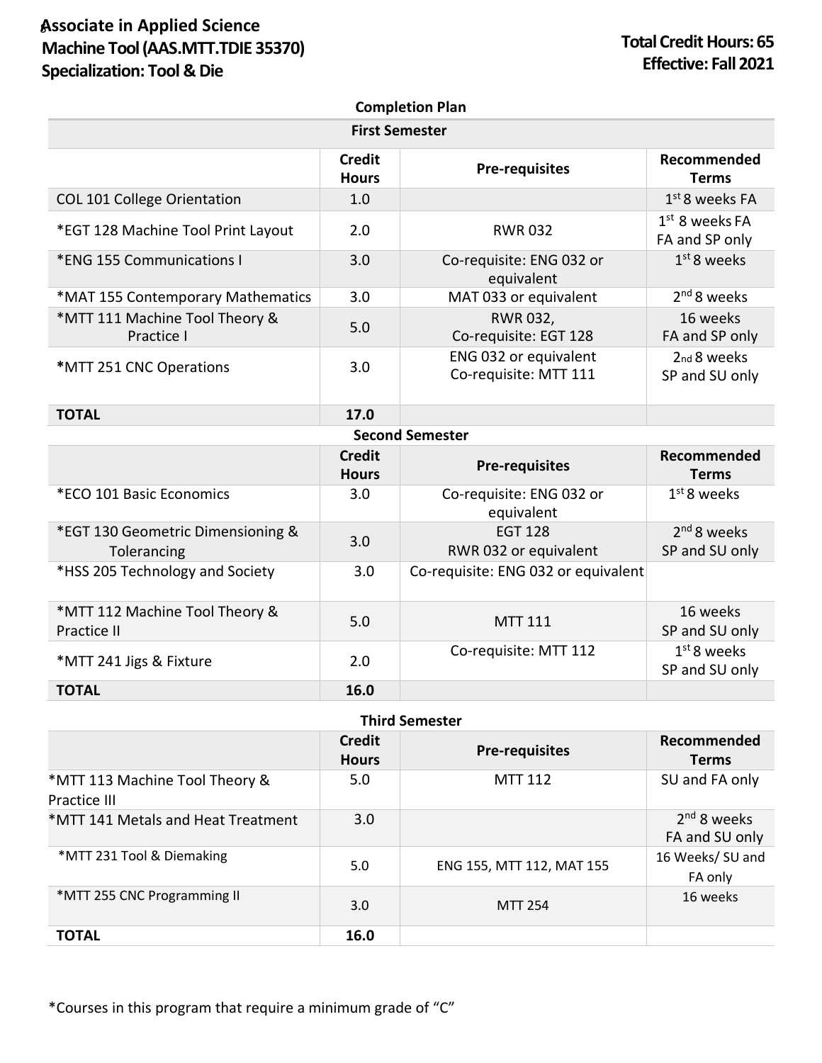# Associate in Applied Science
# Machine Tool (AAS.MTT.TDIE 35370)
# Specialization: Tool & Die

**Total Credit Hours: 65**
**Effective: Fall 2021**

## Completion Plan

### First Semester

| | Credit Hours | Pre-requisites | Recommended Terms |
|---|---|---|---|
| COL 101 College Orientation | 1.0 | | 1st 8 weeks FA |
| *EGT 128 Machine Tool Print Layout | 2.0 | RWR 032 | 1st 8 weeks FA FA and SP only |
| *ENG 155 Communications I | 3.0 | Co-requisite: ENG 032 or equivalent | 1st 8 weeks |
| *MAT 155 Contemporary Mathematics | 3.0 | MAT 033 or equivalent | 2nd 8 weeks |
| *MTT 111 Machine Tool Theory & Practice I | 5.0 | RWR 032, Co-requisite: EGT 128 | 16 weeks FA and SP only |
| *MTT 251 CNC Operations | 3.0 | ENG 032 or equivalent Co-requisite: MTT 111 | 2nd 8 weeks SP and SU only |
| **TOTAL** | **17.0** | | |

### Second Semester

| | Credit Hours | Pre-requisites | Recommended Terms |
|---|---|---|---|
| *ECO 101 Basic Economics | 3.0 | Co-requisite: ENG 032 or equivalent | 1st 8 weeks |
| *EGT 130 Geometric Dimensioning & Tolerancing | 3.0 | EGT 128 RWR 032 or equivalent | 2nd 8 weeks SP and SU only |
| *HSS 205 Technology and Society | 3.0 | Co-requisite: ENG 032 or equivalent | |
| *MTT 112 Machine Tool Theory & Practice II | 5.0 | MTT 111 | 16 weeks SP and SU only |
| *MTT 241 Jigs & Fixture | 2.0 | Co-requisite: MTT 112 | 1st 8 weeks SP and SU only |
| **TOTAL** | **16.0** | | |

### Third Semester

| | Credit Hours | Pre-requisites | Recommended Terms |
|---|---|---|---|
| *MTT 113 Machine Tool Theory & Practice III | 5.0 | MTT 112 | SU and FA only |
| *MTT 141 Metals and Heat Treatment | 3.0 | | 2nd 8 weeks FA and SU only |
| *MTT 231 Tool & Diemaking | 5.0 | ENG 155, MTT 112, MAT 155 | 16 Weeks/ SU and FA only |
| *MTT 255 CNC Programming II | 3.0 | MTT 254 | 16 weeks |
| **TOTAL** | **16.0** | | |

*Courses in this program that require a minimum grade of "C"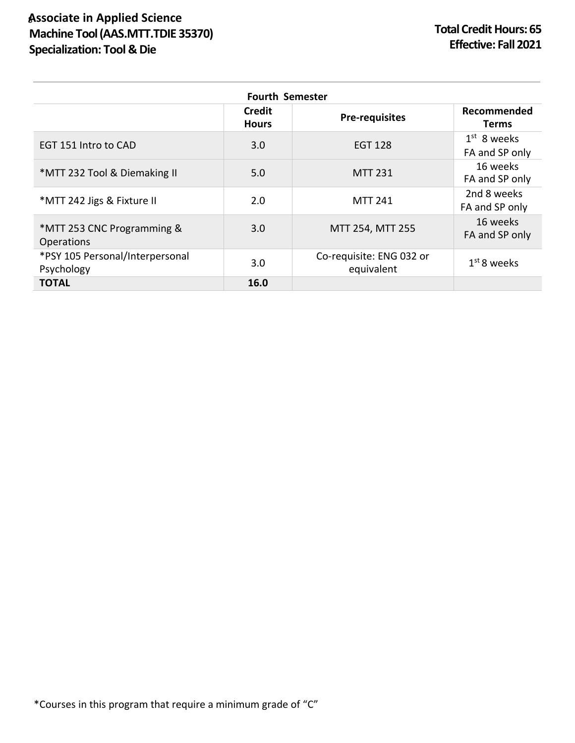# Associate in Applied Science
# Machine Tool (AAS.MTT.TDIE 35370)
# Specialization: Tool & Die

**Total Credit Hours: 65**
**Effective: Fall 2021**

| Fourth Semester | Credit Hours | Pre-requisites | Recommended Terms |
|---|---|---|---|
| EGT 151 Intro to CAD | 3.0 | EGT 128 | 1st 8 weeks FA and SP only |
| *MTT 232 Tool & Diemaking II | 5.0 | MTT 231 | 16 weeks FA and SP only |
| *MTT 242 Jigs & Fixture II | 2.0 | MTT 241 | 2nd 8 weeks FA and SP only |
| *MTT 253 CNC Programming & Operations | 3.0 | MTT 254, MTT 255 | 16 weeks FA and SP only |
| *PSY 105 Personal/Interpersonal Psychology | 3.0 | Co-requisite: ENG 032 or equivalent | 1st 8 weeks |
| **TOTAL** | **16.0** | | |

*Courses in this program that require a minimum grade of "C"